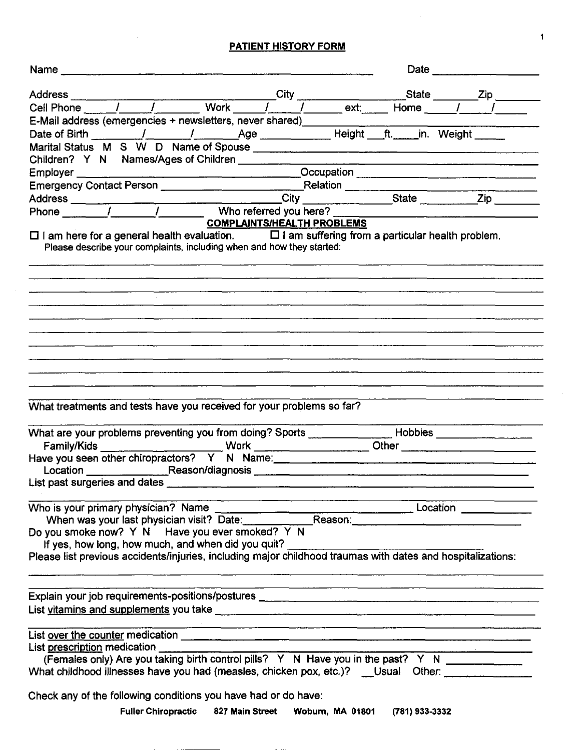# PATIENT HISTORY FORM

Name ______________________________________________ Date ________________

Address ______________________________ City ________________ State _______ Zip _______

Cell Phone _____/_____/_______ Work _____/_____/______ ext:____ Home _____/_____/_____

E-Mail address (emergencies + newsletters, never shared) ______________________________

Date of Birth _______/_______/_______ Age ___________ Height ___ft.____in. Weight _____

Marital Status M S W D Name of Spouse ____________________________________________

Children? Y N Names/Ages of Children ____________________________________________

Employer ____________________________________ Occupation ________________________

Emergency Contact Person _______________________ Relation _________________________

Address ______________________________ City _____________ State __________ Zip _______

Phone _______/_______/_______ Who referred you here? _________________________________

## COMPLAINTS/HEALTH PROBLEMS

☐ I am here for a general health evaluation. ☐ I am suffering from a particular health problem.

Please describe your complaints, including when and how they started:

_______________________________________________________________________________

_______________________________________________________________________________

_______________________________________________________________________________

_______________________________________________________________________________

_______________________________________________________________________________

_______________________________________________________________________________

_______________________________________________________________________________

_______________________________________________________________________________

_______________________________________________________________________________

_______________________________________________________________________________

_______________________________________________________________________________

What treatments and tests have you received for your problems so far?

_______________________________________________________________________________

What are your problems preventing you from doing? Sports _____________ Hobbies _______________

Family/Kids ____________________ Work ___________________ Other _______________________

Have you seen other chiropractors? Y N Name: ______________________________________

Location _____________ Reason/diagnosis ___________________________________________

List past surgeries and dates _____________________________________________________

_______________________________________________________________________________

Who is your primary physician? Name _______________________________ Location ___________

When was your last physician visit? Date: ___________ Reason: _____________________________

Do you smoke now? Y N Have you ever smoked? Y N

If yes, how long, how much, and when did you quit? _____________________________________

Please list previous accidents/injuries, including major childhood traumas with dates and hospitalizations:

_______________________________________________________________________________

_______________________________________________________________________________

Explain your job requirements-positions/postures _________________________________________

List <u>vitamins and supplements</u> you take ________________________________________________

_______________________________________________________________________________

List <u>over the counter</u> medication _________________________________________________________

List <u>prescription</u> medication ____________________________________________________________

(Females only) Are you taking birth control pills? Y N Have you in the past? Y N ____________

What childhood illnesses have you had (measles, chicken pox, etc.)? __Usual Other: ______________

Check any of the following conditions you have had or do have:

**Fuller Chiropractic 827 Main Street Woburn, MA 01801 (781) 933-3332**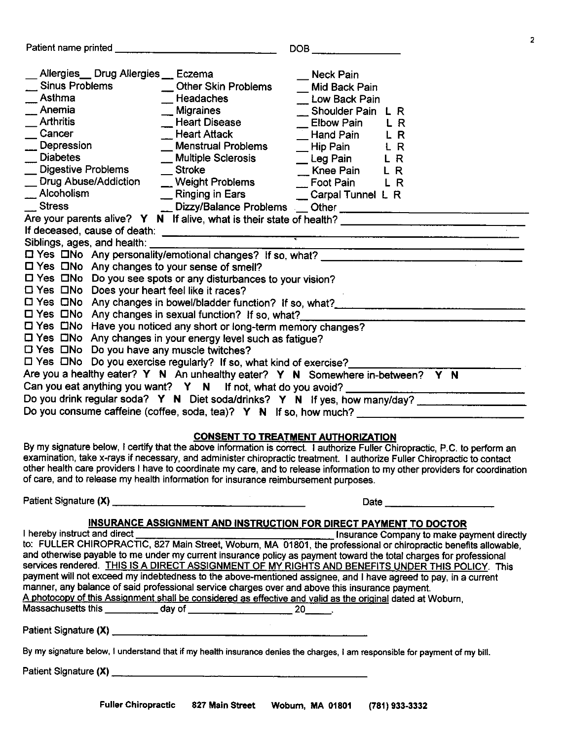Patient name printed ______________________________ DOB ________________

| | | |
|---|---|---|
| __ Allergies __ Drug Allergies | __ Eczema | __ Neck Pain |
| __ Sinus Problems | __ Other Skin Problems | __ Mid Back Pain |
| __ Asthma | __ Headaches | __ Low Back Pain |
| __ Anemia | __ Migraines | __ Shoulder Pain L R |
| __ Arthritis | __ Heart Disease | __ Elbow Pain L R |
| __ Cancer | __ Heart Attack | __ Hand Pain L R |
| __ Depression | __ Menstrual Problems | __ Hip Pain L R |
| __ Diabetes | __ Multiple Sclerosis | __ Leg Pain L R |
| __ Digestive Problems | __ Stroke | __ Knee Pain L R |
| __ Drug Abuse/Addiction | __ Weight Problems | __ Foot Pain L R |
| __ Alcoholism | __ Ringing in Ears | __ Carpal Tunnel L R |
| __ Stress | __ Dizzy/Balance Problems | __ Other ______________ |

Are your parents alive? **Y N** If alive, what is their state of health? ______________________

If deceased, cause of death: ______________________________________________

Siblings, ages, and health: ______________________________________________

☐ Yes ☐No Any personality/emotional changes? If so, what? ______________________

☐ Yes ☐No Any changes to your sense of smell?

☐ Yes ☐No Do you see spots or any disturbances to your vision?

☐ Yes ☐No Does your heart feel like it races?

☐ Yes ☐No Any changes in bowel/bladder function? If so, what? ______________________

☐ Yes ☐No Any changes in sexual function? If so, what? ______________________

☐ Yes ☐No Have you noticed any short or long-term memory changes?

☐ Yes ☐No Any changes in your energy level such as fatigue?

☐ Yes ☐No Do you have any muscle twitches?

☐ Yes ☐No Do you exercise regularly? If so, what kind of exercise? ______________________

Are you a healthy eater? **Y N** An unhealthy eater? **Y N** Somewhere in-between? **Y N**

Can you eat anything you want? **Y N** If not, what do you avoid? ______________________

Do you drink regular soda? **Y N** Diet soda/drinks? **Y N** If yes, how many/day? ______________

Do you consume caffeine (coffee, soda, tea)? **Y N** If so, how much? ______________________

## CONSENT TO TREATMENT AUTHORIZATION

By my signature below, I certify that the above information is correct. I authorize Fuller Chiropractic, P.C. to perform an examination, take x-rays if necessary, and administer chiropractic treatment. I authorize Fuller Chiropractic to contact other health care providers I have to coordinate my care, and to release information to my other providers for coordination of care, and to release my health information for insurance reimbursement purposes.

Patient Signature **(X)** ______________________________ Date ______________

## INSURANCE ASSIGNMENT AND INSTRUCTION FOR DIRECT PAYMENT TO DOCTOR

I hereby instruct and direct ______________________________ Insurance Company to make payment directly to: FULLER CHIROPRACTIC, 827 Main Street, Woburn, MA 01801, the professional or chiropractic benefits allowable, and otherwise payable to me under my current insurance policy as payment toward the total charges for professional services rendered. THIS IS A DIRECT ASSIGNMENT OF MY RIGHTS AND BENEFITS UNDER THIS POLICY. This payment will not exceed my indebtedness to the above-mentioned assignee, and I have agreed to pay, in a current manner, any balance of said professional service charges over and above this insurance payment. A photocopy of this Assignment shall be considered as effective and valid as the original dated at Woburn, Massachusetts this __________ day of ________________ 20_____.

Patient Signature **(X)** ______________________________

By my signature below, I understand that if my health insurance denies the charges, I am responsible for payment of my bill.

Patient Signature **(X)** ______________________________

**Fuller Chiropractic 827 Main Street Woburn, MA 01801 (781) 933-3332**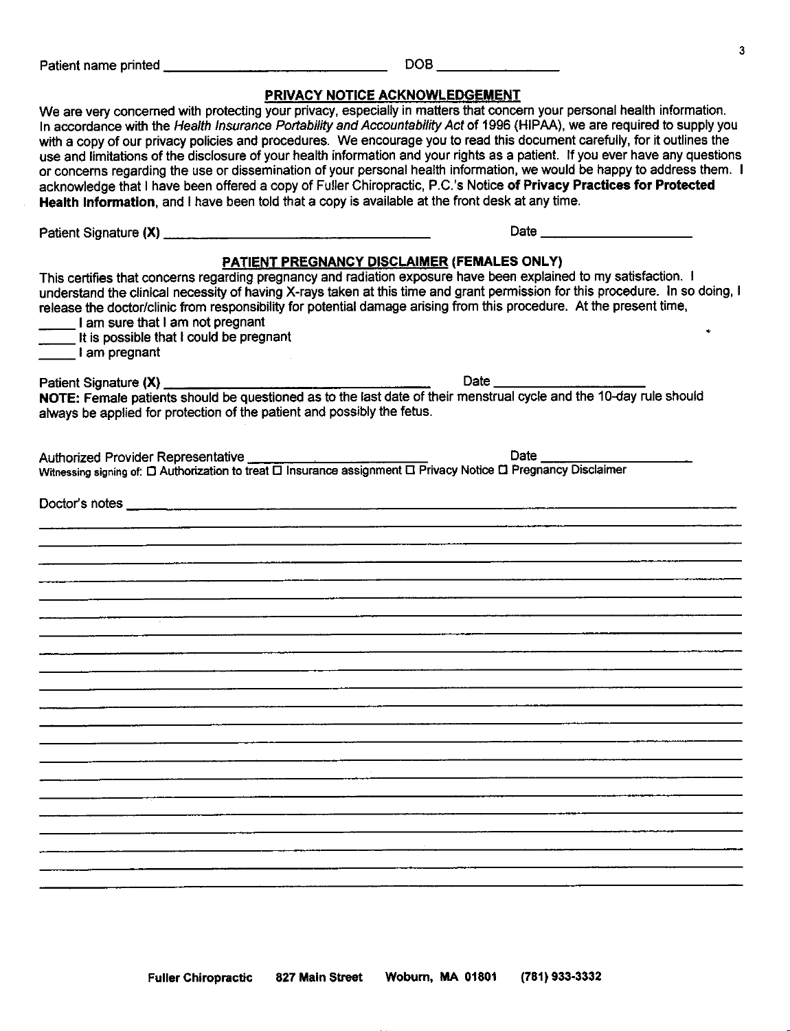Patient name printed ______________________________ DOB ________________

## PRIVACY NOTICE ACKNOWLEDGEMENT

We are very concerned with protecting your privacy, especially in matters that concern your personal health information. In accordance with the *Health Insurance Portability and Accountability Act* of 1996 (HIPAA), we are required to supply you with a copy of our privacy policies and procedures. We encourage you to read this document carefully, for it outlines the use and limitations of the disclosure of your health information and your rights as a patient. If you ever have any questions or concerns regarding the use or dissemination of your personal health information, we would be happy to address them. **I** acknowledge that I have been offered a copy of Fuller Chiropractic, P.C.'s Notice **of Privacy Practices for Protected Health Information**, and I have been told that a copy is available at the front desk at any time.

Patient Signature **(X)** ____________________________________ Date ___________________

## PATIENT PREGNANCY DISCLAIMER (FEMALES ONLY)

This certifies that concerns regarding pregnancy and radiation exposure have been explained to my satisfaction. I understand the clinical necessity of having X-rays taken at this time and grant permission for this procedure. In so doing, I release the doctor/clinic from responsibility for potential damage arising from this procedure. At the present time,

_____ I am sure that I am not pregnant
_____ It is possible that I could be pregnant
_____ I am pregnant

Patient Signature **(X)** ____________________________________ Date ____________________

**NOTE:** Female patients should be questioned as to the last date of their menstrual cycle and the 10-day rule should always be applied for protection of the patient and possibly the fetus.

Authorized Provider Representative ________________________ Date ____________________

Witnessing signing of: ☐ Authorization to treat ☐ Insurance assignment ☐ Privacy Notice ☐ Pregnancy Disclaimer

Doctor's notes ________________________________________________________________________

Fuller Chiropractic 827 Main Street Woburn, MA 01801 (781) 933-3332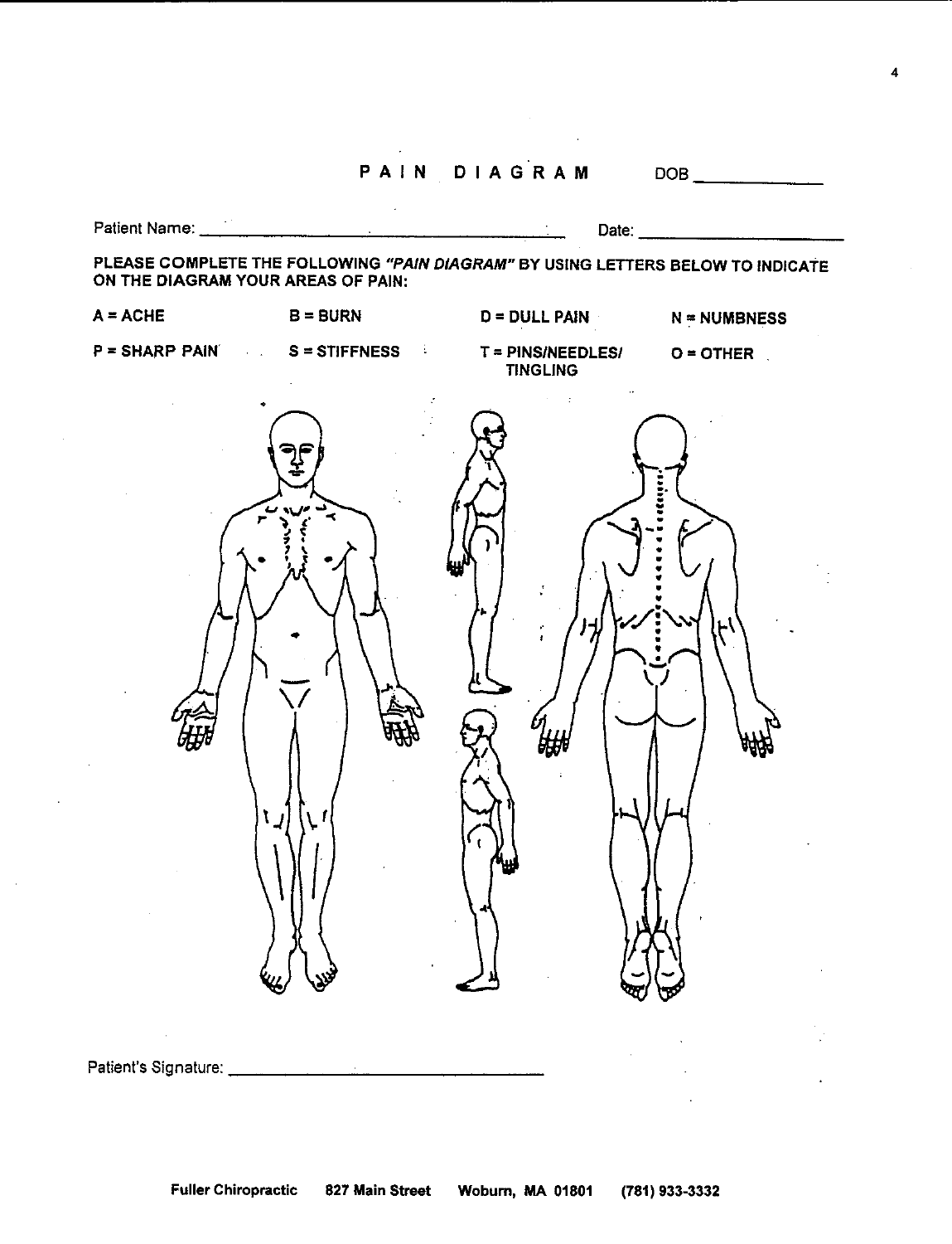# PAIN DIAGRAM

DOB ____________

Patient Name: ________________________________________ Date: ______________________

**PLEASE COMPLETE THE FOLLOWING *"PAIN DIAGRAM"* BY USING LETTERS BELOW TO INDICATE ON THE DIAGRAM YOUR AREAS OF PAIN:**

| | | | |
|---|---|---|---|
| **A = ACHE** | **B = BURN** | **D = DULL PAIN** | **N = NUMBNESS** |
| **P = SHARP PAIN** | **S = STIFFNESS** | **T = PINS/NEEDLES/ TINGLING** | **O = OTHER** |

Patient's Signature: ________________________________

**Fuller Chiropractic 827 Main Street Woburn, MA 01801 (781) 933-3332**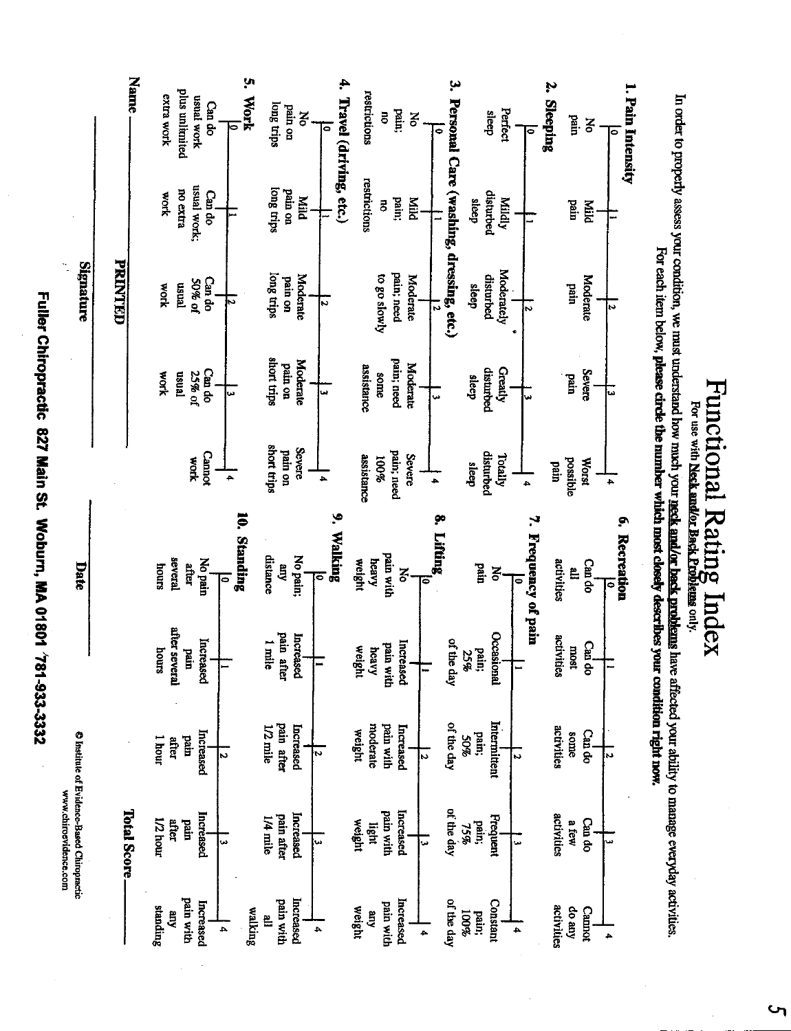# Functional Rating Index

For use with Neck and/or Back Problems only.

In order to properly assess your condition, we must understand how much your neck and/or back problems have affected your ability to manage everyday activities. For each item below, **please circle the number which most closely describes your condition right now.**

**1. Pain Intensity**

| 0 | 1 | 2 | 3 | 4 |
|---|---|---|---|---|
| No pain | Mild pain | Moderate pain | Severe pain | Worst possible pain |

**2. Sleeping**

| 0 | 1 | 2 | 3 | 4 |
|---|---|---|---|---|
| Perfect sleep | Mildly disturbed sleep | Moderately disturbed sleep | Greatly disturbed sleep | Totally disturbed sleep |

**3. Personal Care (washing, dressing, etc.)**

| 0 | 1 | 2 | 3 | 4 |
|---|---|---|---|---|
| No pain; no restrictions | Mild pain; no restrictions | Moderate pain; need to go slowly | Moderate pain; need some assistance | Severe pain; need 100% assistance |

**4. Travel (driving, etc.)**

| 0 | 1 | 2 | 3 | 4 |
|---|---|---|---|---|
| No pain on long trips | Mild pain on long trips | Moderate pain on long trips | Moderate pain on short trips | Severe pain on short trips |

**5. Work**

| 0 | 1 | 2 | 3 | 4 |
|---|---|---|---|---|
| Can do usual work plus unlimited extra work | Can do usual work; no extra work | Can do 50% of usual work | Can do 25% of usual work | Cannot work |

**6. Recreation**

| 0 | 1 | 2 | 3 | 4 |
|---|---|---|---|---|
| Can do all activities | Can do most activities | Can do some activities | Can do a few activities | Cannot do any activities |

**7. Frequency of pain**

| 0 | 1 | 2 | 3 | 4 |
|---|---|---|---|---|
| No pain | Occasional pain; 25% of the day | Intermittent pain; 50% of the day | Frequent pain; 75% of the day | Constant pain; 100% of the day |

**8. Lifting**

| 0 | 1 | 2 | 3 | 4 |
|---|---|---|---|---|
| No pain with heavy weight | Increased pain with heavy weight | Increased pain with moderate weight | Increased pain with light weight | Increased pain with any weight |

**9. Walking**

| 0 | 1 | 2 | 3 | 4 |
|---|---|---|---|---|
| No pain; any distance | Increased pain after 1 mile | Increased pain after 1/2 mile | Increased pain after 1/4 mile | Increased pain with all walking |

**10. Standing**

| 0 | 1 | 2 | 3 | 4 |
|---|---|---|---|---|
| No pain after several hours | Increased pain after several hours | Increased pain after 1 hour | Increased pain after 1/2 hour | Increased pain with any standing |

Total Score ________

Name ______________________ PRINTED

______________________ Signature                ______________________ Date

© Institute of Evidence-Based Chiropractic www.chiroevidence.com

**Fuller Chiropractic 827 Main St. Woburn, MA 01801 781-933-3332**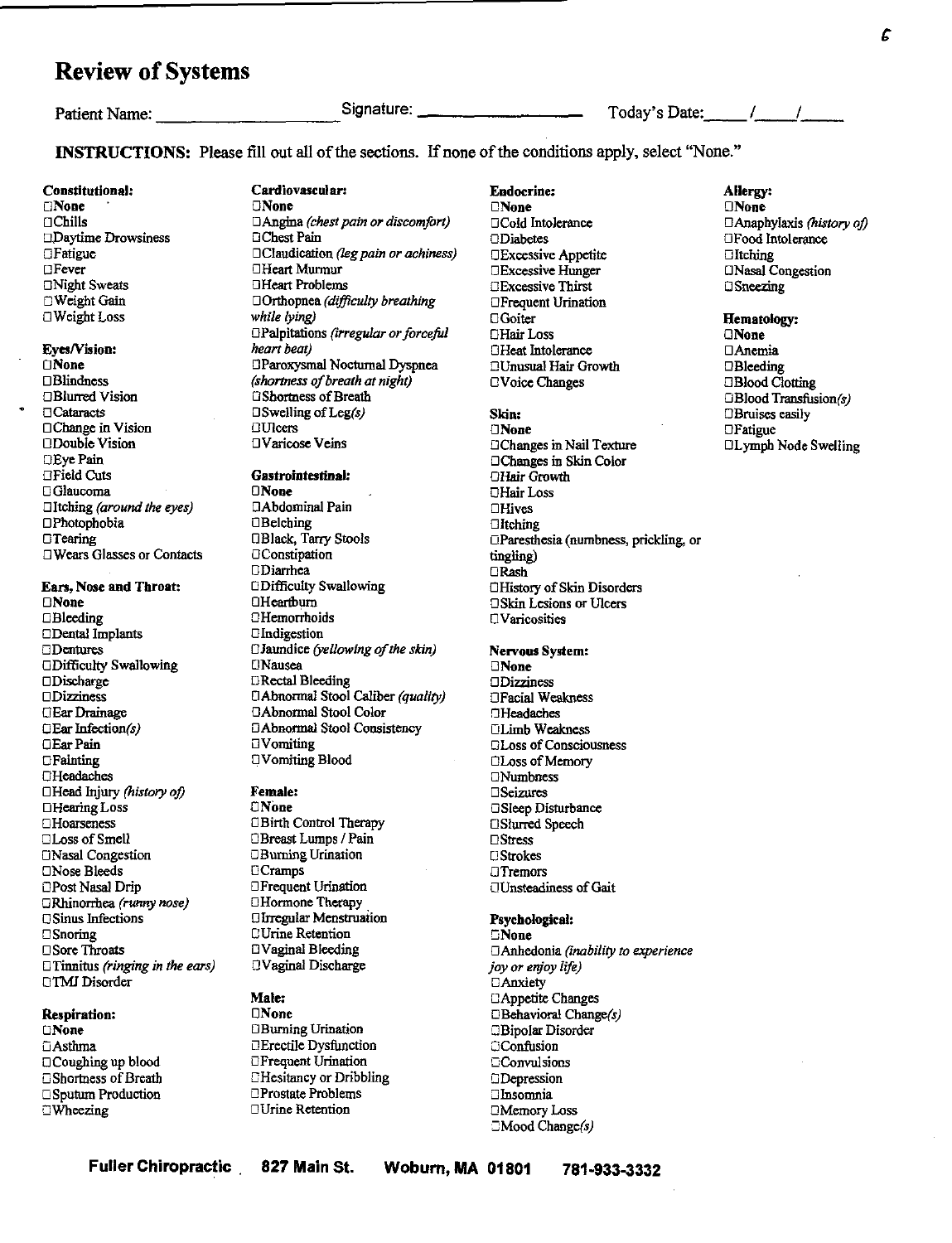# Review of Systems

Patient Name: ____________________ Signature: ____________________ Today's Date: ____ / ____ / ____

**INSTRUCTIONS:** Please fill out all of the sections. If none of the conditions apply, select "None."

**Constitutional:**
- ☐**None**
- ☐Chills
- ☐Daytime Drowsiness
- ☐Fatigue
- ☐Fever
- ☐Night Sweats
- ☐Weight Gain
- ☐Weight Loss

**Eyes/Vision:**
- ☐**None**
- ☐Blindness
- ☐Blurred Vision
- ☐Cataracts
- ☐Change in Vision
- ☐Double Vision
- ☐Eye Pain
- ☐Field Cuts
- ☐Glaucoma
- ☐Itching *(around the eyes)*
- ☐Photophobia
- ☐Tearing
- ☐Wears Glasses or Contacts

**Ears, Nose and Throat:**
- ☐**None**
- ☐Bleeding
- ☐Dental Implants
- ☐Dentures
- ☐Difficulty Swallowing
- ☐Discharge
- ☐Dizziness
- ☐Ear Drainage
- ☐Ear Infection*(s)*
- ☐Ear Pain
- ☐Fainting
- ☐Headaches
- ☐Head Injury *(history of)*
- ☐Hearing Loss
- ☐Hoarseness
- ☐Loss of Smell
- ☐Nasal Congestion
- ☐Nose Bleeds
- ☐Post Nasal Drip
- ☐Rhinorrhea *(runny nose)*
- ☐Sinus Infections
- ☐Snoring
- ☐Sore Throats
- ☐Tinnitus *(ringing in the ears)*
- ☐TMJ Disorder

**Respiration:**
- ☐**None**
- ☐Asthma
- ☐Coughing up blood
- ☐Shortness of Breath
- ☐Sputum Production
- ☐Wheezing

**Cardiovascular:**
- ☐**None**
- ☐Angina *(chest pain or discomfort)*
- ☐Chest Pain
- ☐Claudication *(leg pain or achiness)*
- ☐Heart Murmur
- ☐Heart Problems
- ☐Orthopnea *(difficulty breathing while lying)*
- ☐Palpitations *(irregular or forceful heart beat)*
- ☐Paroxysmal Nocturnal Dyspnea *(shortness of breath at night)*
- ☐Shortness of Breath
- ☐Swelling of Leg*(s)*
- ☐Ulcers
- ☐Varicose Veins

**Gastrointestinal:**
- ☐**None**
- ☐Abdominal Pain
- ☐Belching
- ☐Black, Tarry Stools
- ☐Constipation
- ☐Diarrhea
- ☐Difficulty Swallowing
- ☐Heartburn
- ☐Hemorrhoids
- ☐Indigestion
- ☐Jaundice *(yellowing of the skin)*
- ☐Nausea
- ☐Rectal Bleeding
- ☐Abnormal Stool Caliber *(quality)*
- ☐Abnormal Stool Color
- ☐Abnormal Stool Consistency
- ☐Vomiting
- ☐Vomiting Blood

**Female:**
- ☐**None**
- ☐Birth Control Therapy
- ☐Breast Lumps / Pain
- ☐Burning Urination
- ☐Cramps
- ☐Frequent Urination
- ☐Hormone Therapy
- ☐Irregular Menstruation
- ☐Urine Retention
- ☐Vaginal Bleeding
- ☐Vaginal Discharge

**Male:**
- ☐**None**
- ☐Burning Urination
- ☐Erectile Dysfunction
- ☐Frequent Urination
- ☐Hesitancy or Dribbling
- ☐Prostate Problems
- ☐Urine Retention

**Endocrine:**
- ☐**None**
- ☐Cold Intolerance
- ☐Diabetes
- ☐Excessive Appetite
- ☐Excessive Hunger
- ☐Excessive Thirst
- ☐Frequent Urination
- ☐Goiter
- ☐Hair Loss
- ☐Heat Intolerance
- ☐Unusual Hair Growth
- ☐Voice Changes

**Skin:**
- ☐**None**
- ☐Changes in Nail Texture
- ☐Changes in Skin Color
- ☐Hair Growth
- ☐Hair Loss
- ☐Hives
- ☐Itching
- ☐Paresthesia (numbness, prickling, or tingling)
- ☐Rash
- ☐History of Skin Disorders
- ☐Skin Lesions or Ulcers
- ☐Varicosities

**Nervous System:**
- ☐**None**
- ☐Dizziness
- ☐Facial Weakness
- ☐Headaches
- ☐Limb Weakness
- ☐Loss of Consciousness
- ☐Loss of Memory
- ☐Numbness
- ☐Seizures
- ☐Sleep Disturbance
- ☐Slurred Speech
- ☐Stress
- ☐Strokes
- ☐Tremors
- ☐Unsteadiness of Gait

**Psychological:**
- ☐**None**
- ☐Anhedonia *(inability to experience joy or enjoy life)*
- ☐Anxiety
- ☐Appetite Changes
- ☐Behavioral Change*(s)*
- ☐Bipolar Disorder
- ☐Confusion
- ☐Convulsions
- ☐Depression
- ☐Insomnia
- ☐Memory Loss
- ☐Mood Change*(s)*

**Allergy:**
- ☐**None**
- ☐Anaphylaxis *(history of)*
- ☐Food Intolerance
- ☐Itching
- ☐Nasal Congestion
- ☐Sneezing

**Hematology:**
- ☐**None**
- ☐Anemia
- ☐Bleeding
- ☐Blood Clotting
- ☐Blood Transfusion*(s)*
- ☐Bruises easily
- ☐Fatigue
- ☐Lymph Node Swelling

**Fuller Chiropractic   827 Main St.   Woburn, MA 01801   781-933-3332**